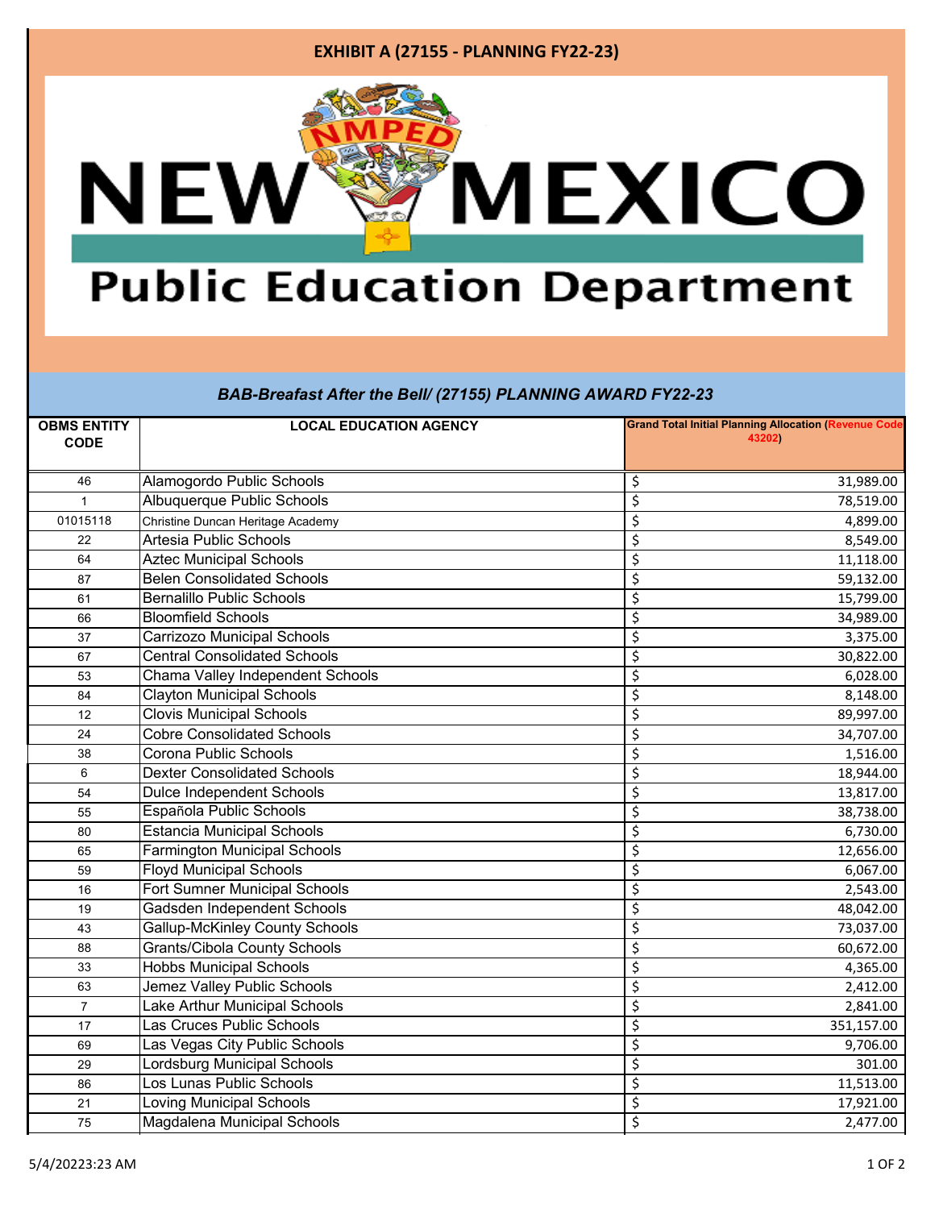# EXHIBIT A (27155 - PLANNING FY22-23)

NEW MEXICO Public Education Department

### *BAB-Breafast After the Bell/ (27155) PLANNING AWARD FY22-23*

| OBMS ENTITY CODE | LOCAL EDUCATION AGENCY | Grand Total Initial Planning Allocation (Revenue Code 43202) |
|---|---|---|
| 46 | Alamogordo Public Schools | $ 31,989.00 |
| 1 | Albuquerque Public Schools | $ 78,519.00 |
| 01015118 | Christine Duncan Heritage Academy | $ 4,899.00 |
| 22 | Artesia Public Schools | $ 8,549.00 |
| 64 | Aztec Municipal Schools | $ 11,118.00 |
| 87 | Belen Consolidated Schools | $ 59,132.00 |
| 61 | Bernalillo Public Schools | $ 15,799.00 |
| 66 | Bloomfield Schools | $ 34,989.00 |
| 37 | Carrizozo Municipal Schools | $ 3,375.00 |
| 67 | Central Consolidated Schools | $ 30,822.00 |
| 53 | Chama Valley Independent Schools | $ 6,028.00 |
| 84 | Clayton Municipal Schools | $ 8,148.00 |
| 12 | Clovis Municipal Schools | $ 89,997.00 |
| 24 | Cobre Consolidated Schools | $ 34,707.00 |
| 38 | Corona Public Schools | $ 1,516.00 |
| 6 | Dexter Consolidated Schools | $ 18,944.00 |
| 54 | Dulce Independent Schools | $ 13,817.00 |
| 55 | Española Public Schools | $ 38,738.00 |
| 80 | Estancia Municipal Schools | $ 6,730.00 |
| 65 | Farmington Municipal Schools | $ 12,656.00 |
| 59 | Floyd Municipal Schools | $ 6,067.00 |
| 16 | Fort Sumner Municipal Schools | $ 2,543.00 |
| 19 | Gadsden Independent Schools | $ 48,042.00 |
| 43 | Gallup-McKinley County Schools | $ 73,037.00 |
| 88 | Grants/Cibola County Schools | $ 60,672.00 |
| 33 | Hobbs Municipal Schools | $ 4,365.00 |
| 63 | Jemez Valley Public Schools | $ 2,412.00 |
| 7 | Lake Arthur Municipal Schools | $ 2,841.00 |
| 17 | Las Cruces Public Schools | $ 351,157.00 |
| 69 | Las Vegas City Public Schools | $ 9,706.00 |
| 29 | Lordsburg Municipal Schools | $ 301.00 |
| 86 | Los Lunas Public Schools | $ 11,513.00 |
| 21 | Loving Municipal Schools | $ 17,921.00 |
| 75 | Magdalena Municipal Schools | $ 2,477.00 |

5/4/20223:23 AM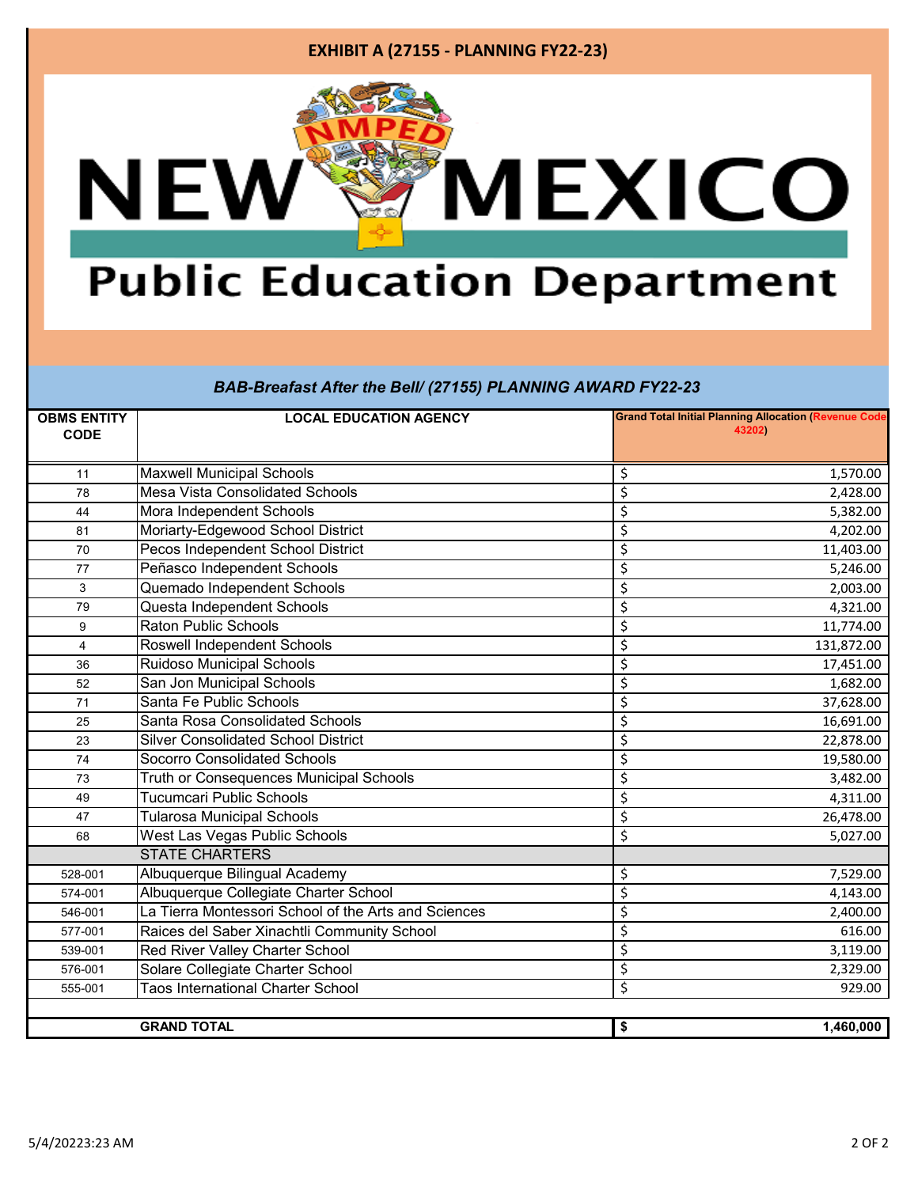**EXHIBIT A (27155 - PLANNING FY22-23)**

NEW MEXICO

Public Education Department

*BAB-Breafast After the Bell/ (27155) PLANNING AWARD FY22-23*

| OBMS ENTITY CODE | LOCAL EDUCATION AGENCY | Grand Total Initial Planning Allocation (Revenue Code 43202) |
|---|---|---|
| 11 | Maxwell Municipal Schools | $ 1,570.00 |
| 78 | Mesa Vista Consolidated Schools | $ 2,428.00 |
| 44 | Mora Independent Schools | $ 5,382.00 |
| 81 | Moriarty-Edgewood School District | $ 4,202.00 |
| 70 | Pecos Independent School District | $ 11,403.00 |
| 77 | Peñasco Independent Schools | $ 5,246.00 |
| 3 | Quemado Independent Schools | $ 2,003.00 |
| 79 | Questa Independent Schools | $ 4,321.00 |
| 9 | Raton Public Schools | $ 11,774.00 |
| 4 | Roswell Independent Schools | $ 131,872.00 |
| 36 | Ruidoso Municipal Schools | $ 17,451.00 |
| 52 | San Jon Municipal Schools | $ 1,682.00 |
| 71 | Santa Fe Public Schools | $ 37,628.00 |
| 25 | Santa Rosa Consolidated Schools | $ 16,691.00 |
| 23 | Silver Consolidated School District | $ 22,878.00 |
| 74 | Socorro Consolidated Schools | $ 19,580.00 |
| 73 | Truth or Consequences Municipal Schools | $ 3,482.00 |
| 49 | Tucumcari Public Schools | $ 4,311.00 |
| 47 | Tularosa Municipal Schools | $ 26,478.00 |
| 68 | West Las Vegas Public Schools | $ 5,027.00 |
| | STATE CHARTERS | |
| 528-001 | Albuquerque Bilingual Academy | $ 7,529.00 |
| 574-001 | Albuquerque Collegiate Charter School | $ 4,143.00 |
| 546-001 | La Tierra Montessori School of the Arts and Sciences | $ 2,400.00 |
| 577-001 | Raices del Saber Xinachtli Community School | $ 616.00 |
| 539-001 | Red River Valley Charter School | $ 3,119.00 |
| 576-001 | Solare Collegiate Charter School | $ 2,329.00 |
| 555-001 | Taos International Charter School | $ 929.00 |
| | | |
| | **GRAND TOTAL** | **$ 1,460,000** |

5/4/20223:23 AM